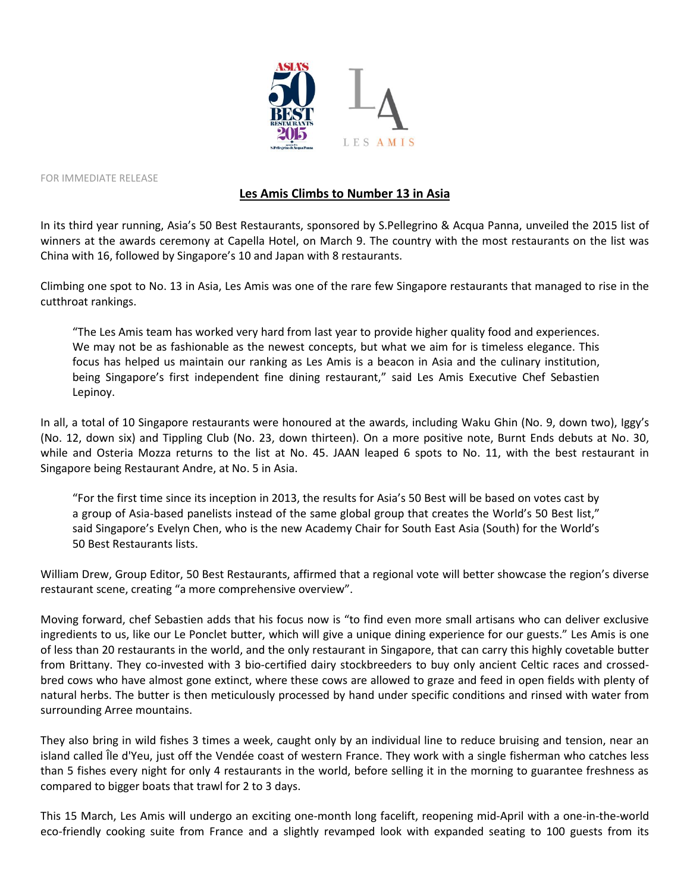FOR IMMEDIATE RELEASE

# Les Amis Climbs to Number 13 in Asia

In its third year running, Asia's 50 Best Restaurants, sponsored by S.Pellegrino & Acqua Panna, unveiled the 2015 list of winners at the awards ceremony at Capella Hotel, on March 9. The country with the most restaurants on the list was China with 16, followed by Singapore's 10 and Japan with 8 restaurants.

Climbing one spot to No. 13 in Asia, Les Amis was one of the rare few Singapore restaurants that managed to rise in the cutthroat rankings.

> "The Les Amis team has worked very hard from last year to provide higher quality food and experiences. We may not be as fashionable as the newest concepts, but what we aim for is timeless elegance. This focus has helped us maintain our ranking as Les Amis is a beacon in Asia and the culinary institution, being Singapore's first independent fine dining restaurant," said Les Amis Executive Chef Sebastien Lepinoy.

In all, a total of 10 Singapore restaurants were honoured at the awards, including Waku Ghin (No. 9, down two), Iggy's (No. 12, down six) and Tippling Club (No. 23, down thirteen). On a more positive note, Burnt Ends debuts at No. 30, while and Osteria Mozza returns to the list at No. 45. JAAN leaped 6 spots to No. 11, with the best restaurant in Singapore being Restaurant Andre, at No. 5 in Asia.

> "For the first time since its inception in 2013, the results for Asia's 50 Best will be based on votes cast by a group of Asia-based panelists instead of the same global group that creates the World's 50 Best list," said Singapore's Evelyn Chen, who is the new Academy Chair for South East Asia (South) for the World's 50 Best Restaurants lists.

William Drew, Group Editor, 50 Best Restaurants, affirmed that a regional vote will better showcase the region's diverse restaurant scene, creating "a more comprehensive overview".

Moving forward, chef Sebastien adds that his focus now is "to find even more small artisans who can deliver exclusive ingredients to us, like our Le Ponclet butter, which will give a unique dining experience for our guests." Les Amis is one of less than 20 restaurants in the world, and the only restaurant in Singapore, that can carry this highly covetable butter from Brittany. They co-invested with 3 bio-certified dairy stockbreeders to buy only ancient Celtic races and crossed-bred cows who have almost gone extinct, where these cows are allowed to graze and feed in open fields with plenty of natural herbs. The butter is then meticulously processed by hand under specific conditions and rinsed with water from surrounding Arree mountains.

They also bring in wild fishes 3 times a week, caught only by an individual line to reduce bruising and tension, near an island called Île d'Yeu, just off the Vendée coast of western France. They work with a single fisherman who catches less than 5 fishes every night for only 4 restaurants in the world, before selling it in the morning to guarantee freshness as compared to bigger boats that trawl for 2 to 3 days.

This 15 March, Les Amis will undergo an exciting one-month long facelift, reopening mid-April with a one-in-the-world eco-friendly cooking suite from France and a slightly revamped look with expanded seating to 100 guests from its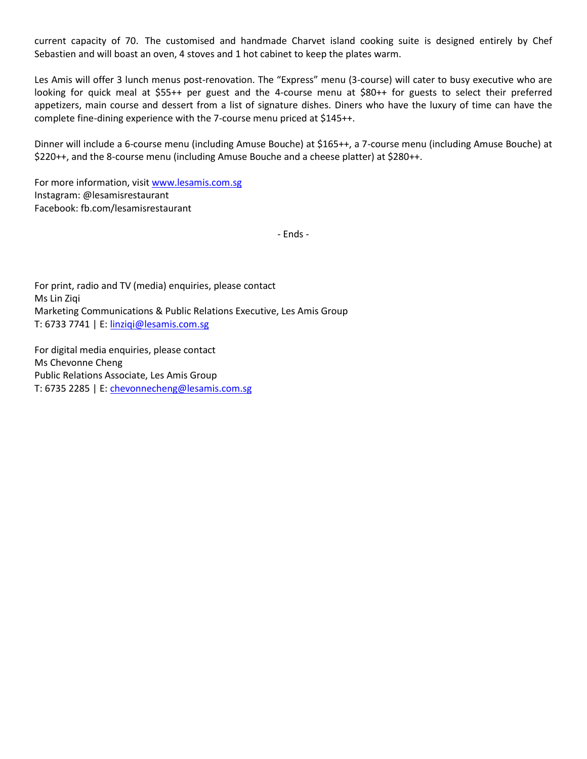current capacity of 70. The customised and handmade Charvet island cooking suite is designed entirely by Chef Sebastien and will boast an oven, 4 stoves and 1 hot cabinet to keep the plates warm.

Les Amis will offer 3 lunch menus post-renovation. The "Express" menu (3-course) will cater to busy executive who are looking for quick meal at $55++ per guest and the 4-course menu at $80++ for guests to select their preferred appetizers, main course and dessert from a list of signature dishes. Diners who have the luxury of time can have the complete fine-dining experience with the 7-course menu priced at $145++.

Dinner will include a 6-course menu (including Amuse Bouche) at $165++, a 7-course menu (including Amuse Bouche) at $220++, and the 8-course menu (including Amuse Bouche and a cheese platter) at $280++.

For more information, visit [www.lesamis.com.sg](www.lesamis.com.sg)
Instagram: @lesamisrestaurant
Facebook: fb.com/lesamisrestaurant

- Ends -

For print, radio and TV (media) enquiries, please contact
Ms Lin Ziqi
Marketing Communications & Public Relations Executive, Les Amis Group
T: 6733 7741 | E: [linziqi@lesamis.com.sg](mailto:linziqi@lesamis.com.sg)

For digital media enquiries, please contact
Ms Chevonne Cheng
Public Relations Associate, Les Amis Group
T: 6735 2285 | E: [chevonnecheng@lesamis.com.sg](mailto:chevonnecheng@lesamis.com.sg)